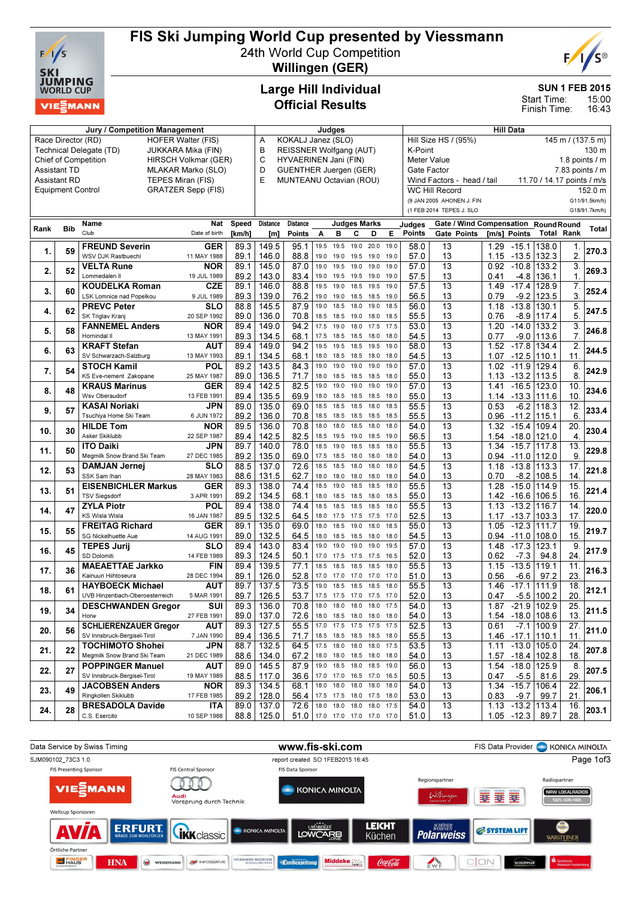# FIS Ski Jumping World Cup presented by Viessmann

## 24th World Cup Competition

## Willingen (GER)

## Large Hill Individual
## Official Results

SUN 1 FEB 2015
Start Time: 15:00
Finish Time: 16:43

| Jury / Competition Management | | Judges | | Hill Data | |
|---|---|---|---|---|---|
| Race Director (RD) | HOFER Walter (FIS) | A | KOKALJ Janez (SLO) | Hill Size HS / (95%) | 145 m / (137.5 m) |
| Technical Delegate (TD) | JUKKARA Mika (FIN) | B | REISSNER Wolfgang (AUT) | K-Point | 130 m |
| Chief of Competition | HIRSCH Volkmar (GER) | C | HYVAERINEN Jani (FIN) | Meter Value | 1.8 points / m |
| Assistant TD | MLAKAR Marko (SLO) | D | GUENTHER Juergen (GER) | Gate Factor | 7.83 points / m |
| Assistant RD | TEPES Miran (FIS) | E | MUNTEANU Octavian (ROU) | Wind Factors - head / tail | 11.70 / 14.17 points / m/s |
| Equipment Control | GRATZER Sepp (FIS) | | | WC Hill Record | 152.0 m |
| | | | | (9 JAN 2005 AHONEN J. FIN | G11/91.5km/h) |
| | | | | (1 FEB 2014 TEPES J. SLO | G18/91.7km/h) |

| Rank | Bib | Name / Club | Nat / Date of birth | Speed [km/h] | Distance [m] | Distance Points | A | B | C | D | E | Judges Points | Gate | Gate Points | Wind [m/s] | Wind Points | Round Total | Round Rank | Total |
|---|---|---|---|---|---|---|---|---|---|---|---|---|---|---|---|---|---|---|---|
| 1. | 59 | FREUND Severin | GER | 89.3 | 149.5 | 95.1 | 19.5 | 19.5 | 19.0 | 20.0 | 19.0 | 58.0 | 13 | | 1.29 | -15.1 | 138.0 | 1. | 270.3 |
| | | WSV DJK Rastbuechl | 11 MAY 1988 | 89.1 | 146.0 | 88.8 | 19.0 | 19.0 | 19.5 | 19.0 | 19.0 | 57.0 | 13 | | 1.15 | -13.5 | 132.3 | 2. | |
| 2. | 52 | VELTA Rune | NOR | 89.1 | 145.0 | 87.0 | 19.0 | 19.5 | 19.0 | 19.0 | 19.0 | 57.0 | 13 | | 0.92 | -10.8 | 133.2 | 3. | 269.3 |
| | | Lommedalen Il | 19 JUL 1989 | 89.2 | 143.0 | 83.4 | 19.0 | 19.0 | 19.5 | 19.0 | 19.0 | 57.5 | 13 | | 0.41 | -4.8 | 136.1 | 1. | |
| 3. | 60 | KOUDELKA Roman | CZE | 89.1 | 146.0 | 88.8 | 19.5 | 19.0 | 19.0 | 19.5 | 19.0 | 57.5 | 13 | | 1.49 | -17.4 | 128.9 | 7. | 252.4 |
| | | LSK Lomnice nad Popelkou | 9 JUL 1989 | 89.3 | 139.0 | 76.2 | 19.0 | 19.0 | 18.5 | 18.5 | 19.0 | 56.5 | 13 | | 0.79 | -9.2 | 123.5 | 3. | |
| 4. | 62 | PREVC Peter | SLO | 88.8 | 145.5 | 87.9 | 19.0 | 18.5 | 18.0 | 19.0 | 18.5 | 56.0 | 13 | | 1.18 | -13.8 | 130.1 | 5. | 247.5 |
| | | SK Triglav Kranj | 20 SEP 1992 | 89.0 | 136.0 | 70.8 | 18.5 | 18.5 | 19.0 | 18.0 | 18.5 | 55.5 | 13 | | 0.76 | -8.9 | 117.4 | 5. | |
| 5. | 58 | FANNEMEL Anders | NOR | 89.4 | 149.0 | 94.2 | 17.5 | 19.0 | 18.0 | 17.5 | 17.5 | 53.0 | 13 | | 1.20 | -14.0 | 133.2 | 3. | 246.8 |
| | | Hornindal Il | 13 MAY 1991 | 89.3 | 134.5 | 68.1 | 17.5 | 18.5 | 18.0 | 18.0 | 18.0 | 54.5 | 13 | | 0.77 | -9.0 | 113.6 | 7. | |
| 6. | 63 | KRAFT Stefan | AUT | 89.4 | 149.0 | 94.2 | 19.5 | 19.5 | 18.5 | 19.5 | 19.0 | 58.0 | 13 | | 1.52 | -17.8 | 134.4 | 2. | 244.5 |
| | | SV Schwarzach-Salzburg | 13 MAY 1993 | 89.1 | 134.5 | 68.1 | 18.0 | 18.5 | 18.0 | 18.0 | 18.0 | 54.5 | 13 | | 1.07 | -12.5 | 110.1 | 11. | |
| 7. | 54 | STOCH Kamil | POL | 89.2 | 143.5 | 84.3 | 19.0 | 19.0 | 19.0 | 19.0 | 19.0 | 57.0 | 13 | | 1.02 | -11.9 | 129.4 | 6. | 242.9 |
| | | KS Eve-nement Zakopane | 25 MAY 1987 | 89.0 | 136.5 | 71.7 | 18.0 | 18.5 | 18.5 | 18.5 | 18.0 | 55.0 | 13 | | 1.13 | -13.2 | 113.5 | 8. | |
| 8. | 48 | KRAUS Marinus | GER | 89.4 | 142.5 | 82.5 | 19.0 | 19.0 | 19.0 | 19.0 | 19.0 | 57.0 | 13 | | 1.41 | -16.5 | 123.0 | 10. | 234.6 |
| | | Wsv Oberaudorf | 13 FEB 1991 | 89.4 | 135.5 | 69.9 | 18.0 | 18.5 | 18.5 | 18.5 | 18.0 | 55.0 | 13 | | 1.14 | -13.3 | 111.6 | 10. | |
| 9. | 57 | KASAI Noriaki | JPN | 89.0 | 135.0 | 69.0 | 18.5 | 18.5 | 18.5 | 18.0 | 18.5 | 55.5 | 13 | | 0.53 | -6.2 | 118.3 | 12. | 233.4 |
| | | Tsuchiya Home Ski Team | 6 JUN 1972 | 89.2 | 136.0 | 70.8 | 18.5 | 18.5 | 18.5 | 18.5 | 18.5 | 55.5 | 13 | | 0.96 | -11.2 | 115.1 | 6. | |
| 10. | 30 | HILDE Tom | NOR | 89.5 | 136.0 | 70.8 | 18.0 | 18.0 | 18.0 | 18.0 | 18.0 | 54.0 | 13 | | 1.32 | -15.4 | 109.4 | 20. | 230.4 |
| | | Asker Skiklubb | 22 SEP 1987 | 89.4 | 142.5 | 82.5 | 18.5 | 19.5 | 19.0 | 18.5 | 19.0 | 56.5 | 13 | | 1.54 | -18.0 | 121.0 | 4. | |
| 11. | 50 | ITO Daiki | JPN | 89.7 | 140.0 | 78.0 | 18.5 | 19.0 | 18.5 | 18.5 | 18.0 | 55.5 | 13 | | 1.34 | -15.7 | 117.8 | 13. | 229.8 |
| | | Megmilk Snow Brand Ski Team | 27 DEC 1985 | 89.2 | 135.0 | 69.0 | 17.5 | 18.5 | 18.0 | 18.0 | 18.0 | 54.0 | 13 | | 0.94 | -11.0 | 112.0 | 9. | |
| 12. | 53 | DAMJAN Jernej | SLO | 88.5 | 137.0 | 72.6 | 18.5 | 18.5 | 18.0 | 18.0 | 18.0 | 54.5 | 13 | | 1.18 | -13.8 | 113.3 | 17. | 221.8 |
| | | SSK Sam Ihan | 28 MAY 1983 | 88.6 | 131.5 | 62.7 | 18.0 | 18.0 | 18.0 | 18.0 | 18.0 | 54.0 | 13 | | 0.70 | -8.2 | 108.5 | 14. | |
| 13. | 51 | EISENBICHLER Markus | GER | 89.3 | 138.0 | 74.4 | 18.5 | 19.0 | 18.5 | 18.5 | 18.0 | 55.5 | 13 | | 1.28 | -15.0 | 114.9 | 15. | 221.4 |
| | | TSV Siegsdorf | 3 APR 1991 | 89.2 | 134.5 | 68.1 | 18.0 | 18.5 | 18.5 | 18.0 | 18.5 | 55.0 | 13 | | 1.42 | -16.6 | 106.5 | 16. | |
| 14. | 47 | ZYLA Piotr | POL | 89.4 | 138.0 | 74.4 | 18.5 | 18.5 | 18.5 | 18.5 | 18.0 | 55.5 | 13 | | 1.13 | -13.2 | 116.7 | 14. | 220.0 |
| | | KS Wisla Wisla | 16 JAN 1987 | 89.5 | 132.5 | 64.5 | 18.0 | 17.5 | 17.5 | 17.5 | 17.0 | 52.5 | 13 | | 1.17 | -13.7 | 103.3 | 17. | |
| 15. | 55 | FREITAG Richard | GER | 89.1 | 135.0 | 69.0 | 18.0 | 18.5 | 19.0 | 18.0 | 18.5 | 55.0 | 13 | | 1.05 | -12.3 | 111.7 | 19. | 219.7 |
| | | SG Nickelhuette Aue | 14 AUG 1991 | 89.0 | 132.5 | 64.5 | 18.0 | 18.5 | 18.5 | 18.0 | 18.0 | 54.5 | 13 | | 0.94 | -11.0 | 108.0 | 15. | |
| 16. | 45 | TEPES Jurij | SLO | 89.4 | 143.0 | 83.4 | 19.0 | 19.0 | 19.0 | 19.0 | 19.5 | 57.0 | 13 | | 1.48 | -17.3 | 123.1 | 9. | 217.9 |
| | | SD Dolomiti | 14 FEB 1989 | 89.3 | 124.5 | 50.1 | 17.0 | 17.5 | 17.5 | 17.5 | 16.5 | 52.0 | 13 | | 0.62 | -7.3 | 94.8 | 24. | |
| 17. | 36 | MAEAETTAE Jarkko | FIN | 89.4 | 139.5 | 77.1 | 18.5 | 18.5 | 18.5 | 18.5 | 18.0 | 55.5 | 13 | | 1.15 | -13.5 | 119.1 | 11. | 216.3 |
| | | Kainuun Hiihtoseura | 28 DEC 1994 | 89.1 | 126.0 | 52.8 | 17.0 | 17.0 | 17.0 | 17.0 | 17.0 | 51.0 | 13 | | 0.56 | -6.6 | 97.2 | 23. | |
| 18. | 61 | HAYBOECK Michael | AUT | 89.7 | 137.5 | 73.5 | 19.0 | 18.5 | 18.5 | 18.5 | 18.0 | 55.5 | 13 | | 1.46 | -17.1 | 111.9 | 18. | 212.1 |
| | | UVB Hinzenbach-Oberoesterreich | 5 MAR 1991 | 89.7 | 126.5 | 53.7 | 17.5 | 17.5 | 17.0 | 17.5 | 17.0 | 52.0 | 13 | | 0.47 | -5.5 | 100.2 | 20. | |
| 19. | 34 | DESCHWANDEN Gregor | SUI | 89.3 | 136.0 | 70.8 | 18.0 | 18.0 | 18.0 | 18.0 | 18.0 | 54.0 | 13 | | 1.87 | -21.9 | 102.9 | 25. | 211.5 |
| | | Horw | 27 FEB 1991 | 89.0 | 137.0 | 72.6 | 18.0 | 18.0 | 18.0 | 18.0 | 18.0 | 54.0 | 13 | | 1.54 | -18.0 | 108.6 | 13. | |
| 20. | 56 | SCHLIERENZAUER Gregor | AUT | 89.3 | 127.5 | 55.5 | 17.0 | 17.5 | 17.5 | 17.5 | 17.5 | 52.5 | 13 | | 0.61 | -7.1 | 100.9 | 27. | 211.0 |
| | | SV Innsbruck-Bergisel-Tirol | 7 JAN 1990 | 89.4 | 136.5 | 71.7 | 18.5 | 18.5 | 18.5 | 18.5 | 18.0 | 55.5 | 13 | | 1.46 | -17.1 | 110.1 | 11. | |
| 21. | 22 | TOCHIMOTO Shohei | JPN | 88.7 | 132.5 | 64.5 | 17.5 | 18.0 | 18.0 | 18.0 | 17.5 | 53.5 | 13 | | 1.11 | -13.0 | 105.0 | 24. | 207.8 |
| | | Megmilk Snow Brand Ski Team | 21 DEC 1989 | 88.6 | 134.0 | 67.2 | 18.0 | 18.0 | 18.5 | 18.0 | 18.0 | 54.0 | 13 | | 1.57 | -18.4 | 102.8 | 18. | |
| 22. | 27 | POPPINGER Manuel | AUT | 89.0 | 145.5 | 87.9 | 19.0 | 18.5 | 18.0 | 18.5 | 19.0 | 56.0 | 13 | | 1.54 | -18.0 | 125.9 | 8. | 207.5 |
| | | SV Innsbruck-Bergisel-Tirol | 19 MAY 1989 | 88.5 | 117.0 | 36.6 | 17.0 | 17.0 | 16.5 | 17.0 | 16.5 | 50.5 | 13 | | 0.47 | -5.5 | 81.6 | 29. | |
| 23. | 49 | JACOBSEN Anders | NOR | 89.3 | 134.5 | 68.1 | 18.0 | 18.0 | 18.0 | 18.0 | 18.0 | 54.0 | 13 | | 1.34 | -15.7 | 106.4 | 22. | 206.1 |
| | | Ringkollen Skiklubb | 17 FEB 1985 | 89.2 | 128.0 | 56.4 | 17.5 | 17.5 | 18.0 | 17.5 | 18.0 | 53.0 | 13 | | 0.83 | -9.7 | 99.7 | 21. | |
| 24. | 28 | BRESADOLA Davide | ITA | 89.0 | 137.0 | 72.6 | 18.0 | 18.0 | 18.0 | 18.0 | 18.0 | 54.0 | 13 | | 1.13 | -13.2 | 113.4 | 16. | 203.1 |
| | | C.S. Esercito | 10 SEP 1988 | 88.8 | 125.0 | 51.0 | 17.0 | 17.0 | 17.0 | 17.0 | 17.0 | 51.0 | 13 | | 1.05 | -12.3 | 89.7 | 28. | |

Data Service by Swiss Timing — www.fis-ski.com — FIS Data Provider KONICA MINOLTA

SJM090102_73C3 1.0 — report created SO 1FEB2015 16:45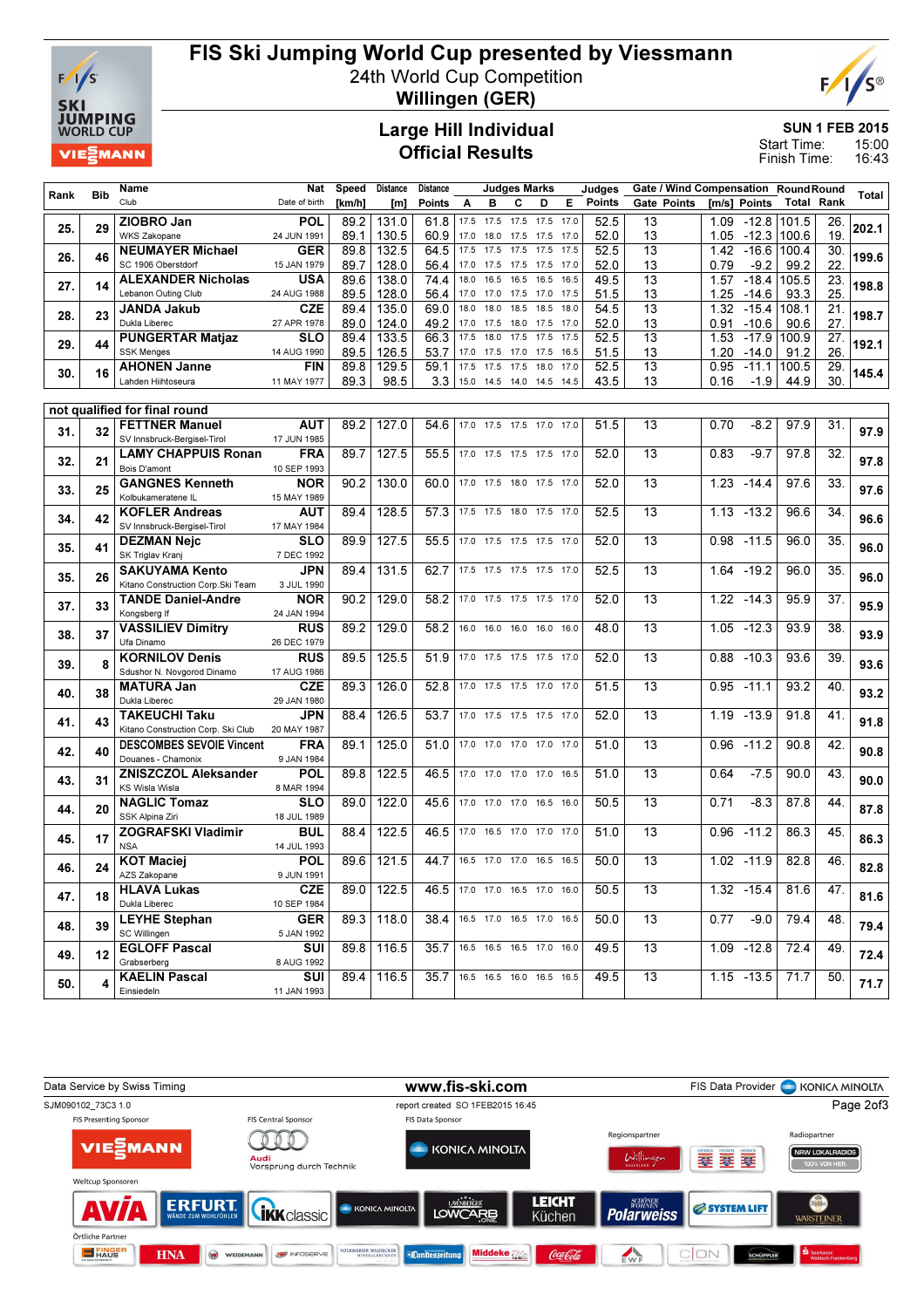# FIS Ski Jumping World Cup presented by Viessmann

24th World Cup Competition
**Willingen (GER)**

## Large Hill Individual
## Official Results

SUN 1 FEB 2015
Start Time: 15:00
Finish Time: 16:43

| Rank | Bib | Name / Club | Nat / Date of birth | Speed [km/h] | Distance [m] | Distance Points | A | B | C | D | E | Judges Points | Gate | Gate Points | Wind [m/s] | Wind Points | Round Total | Round Rank | Total |
|---|---|---|---|---|---|---|---|---|---|---|---|---|---|---|---|---|---|---|---|
| 25. | 29 | **ZIOBRO Jan** WKS Zakopane | POL 24 JUN 1991 | 89.2 | 131.0 | 61.8 | 17.5 | 17.5 | 17.5 | 17.5 | 17.0 | 52.5 | 13 | | 1.09 | -12.8 | 101.5 | 26. | 202.1 |
| | | | | 89.1 | 130.5 | 60.9 | 17.0 | 18.0 | 17.5 | 17.5 | 17.0 | 52.0 | 13 | | 1.05 | -12.3 | 100.6 | 19. | |
| 26. | 46 | **NEUMAYER Michael** SC 1906 Oberstdorf | GER 15 JAN 1979 | 89.8 | 132.5 | 64.5 | 17.5 | 17.5 | 17.5 | 17.5 | 17.5 | 52.5 | 13 | | 1.42 | -16.6 | 100.4 | 30. | 199.6 |
| | | | | 89.7 | 128.0 | 56.4 | 17.0 | 17.5 | 17.5 | 17.5 | 17.0 | 52.0 | 13 | | 0.79 | -9.2 | 99.2 | 22. | |
| 27. | 14 | **ALEXANDER Nicholas** Lebanon Outing Club | USA 24 AUG 1988 | 89.6 | 138.0 | 74.4 | 18.0 | 16.5 | 16.5 | 16.5 | 16.5 | 49.5 | 13 | | 1.57 | -18.4 | 105.5 | 23. | 198.8 |
| | | | | 89.5 | 128.0 | 56.4 | 17.0 | 17.0 | 17.5 | 17.0 | 17.5 | 51.5 | 13 | | 1.25 | -14.6 | 93.3 | 25. | |
| 28. | 23 | **JANDA Jakub** Dukla Liberec | CZE 27 APR 1978 | 89.4 | 135.0 | 69.0 | 18.0 | 18.0 | 18.5 | 18.5 | 18.0 | 54.5 | 13 | | 1.32 | -15.4 | 108.1 | 21. | 198.7 |
| | | | | 89.0 | 124.0 | 49.2 | 17.0 | 17.5 | 18.0 | 17.5 | 17.0 | 52.0 | 13 | | 0.91 | -10.6 | 90.6 | 27. | |
| 29. | 44 | **PUNGERTAR Matjaz** SSK Menges | SLO 14 AUG 1990 | 89.4 | 133.5 | 66.3 | 17.5 | 18.0 | 17.5 | 17.5 | 17.5 | 52.5 | 13 | | 1.53 | -17.9 | 100.9 | 27. | 192.1 |
| | | | | 89.5 | 126.5 | 53.7 | 17.0 | 17.5 | 17.0 | 17.5 | 16.5 | 51.5 | 13 | | 1.20 | -14.0 | 91.2 | 26. | |
| 30. | 16 | **AHONEN Janne** Lahden Hiihtoseura | FIN 11 MAY 1977 | 89.8 | 129.5 | 59.1 | 17.5 | 17.5 | 17.5 | 18.0 | 17.0 | 52.5 | 13 | | 0.95 | -11.1 | 100.5 | 29. | 145.4 |
| | | | | 89.3 | 98.5 | 3.3 | 15.0 | 14.5 | 14.0 | 14.5 | 14.5 | 43.5 | 13 | | 0.16 | -1.9 | 44.9 | 30. | |

**not qualified for final round**

| Rank | Bib | Name / Club | Nat / Date of birth | Speed [km/h] | Distance [m] | Distance Points | A | B | C | D | E | Judges Points | Gate | Gate Points | Wind [m/s] | Wind Points | Round Total | Round Rank | Total |
|---|---|---|---|---|---|---|---|---|---|---|---|---|---|---|---|---|---|---|---|
| 31. | 32 | **FETTNER Manuel** SV Innsbruck-Bergisel-Tirol | AUT 17 JUN 1985 | 89.2 | 127.0 | 54.6 | 17.0 | 17.5 | 17.5 | 17.0 | 17.0 | 51.5 | 13 | | 0.70 | -8.2 | 97.9 | 31. | 97.9 |
| 32. | 21 | **LAMY CHAPPUIS Ronan** Bois D'amont | FRA 10 SEP 1993 | 89.7 | 127.5 | 55.5 | 17.0 | 17.5 | 17.5 | 17.5 | 17.0 | 52.0 | 13 | | 0.83 | -9.7 | 97.8 | 32. | 97.8 |
| 33. | 25 | **GANGNES Kenneth** Kolbukameratene IL | NOR 15 MAY 1989 | 90.2 | 130.0 | 60.0 | 17.0 | 17.5 | 18.0 | 17.5 | 17.0 | 52.0 | 13 | | 1.23 | -14.4 | 97.6 | 33. | 97.6 |
| 34. | 42 | **KOFLER Andreas** SV Innsbruck-Bergisel-Tirol | AUT 17 MAY 1984 | 89.4 | 128.5 | 57.3 | 17.5 | 17.5 | 18.0 | 17.5 | 17.0 | 52.5 | 13 | | 1.13 | -13.2 | 96.6 | 34. | 96.6 |
| 35. | 41 | **DEZMAN Nejc** SK Triglav Kranj | SLO 7 DEC 1992 | 89.9 | 127.5 | 55.5 | 17.0 | 17.5 | 17.5 | 17.5 | 17.0 | 52.0 | 13 | | 0.98 | -11.5 | 96.0 | 35. | 96.0 |
| 35. | 26 | **SAKUYAMA Kento** Kitano Construction Corp.Ski Team | JPN 3 JUL 1990 | 89.4 | 131.5 | 62.7 | 17.5 | 17.5 | 17.5 | 17.5 | 17.0 | 52.5 | 13 | | 1.64 | -19.2 | 96.0 | 35. | 96.0 |
| 37. | 33 | **TANDE Daniel-Andre** Kongsberg If | NOR 24 JAN 1994 | 90.2 | 129.0 | 58.2 | 17.0 | 17.5 | 17.5 | 17.5 | 17.0 | 52.0 | 13 | | 1.22 | -14.3 | 95.9 | 37. | 95.9 |
| 38. | 37 | **VASSILIEV Dimitry** Ufa Dinamo | RUS 26 DEC 1979 | 89.2 | 129.0 | 58.2 | 16.0 | 16.0 | 16.0 | 16.0 | 16.0 | 48.0 | 13 | | 1.05 | -12.3 | 93.9 | 38. | 93.9 |
| 39. | 8 | **KORNILOV Denis** Sdushor N. Novgorod Dinamo | RUS 17 AUG 1986 | 89.5 | 125.5 | 51.9 | 17.0 | 17.5 | 17.5 | 17.5 | 17.0 | 52.0 | 13 | | 0.88 | -10.3 | 93.6 | 39. | 93.6 |
| 40. | 38 | **MATURA Jan** Dukla Liberec | CZE 29 JAN 1980 | 89.3 | 126.0 | 52.8 | 17.0 | 17.5 | 17.5 | 17.0 | 17.0 | 51.5 | 13 | | 0.95 | -11.1 | 93.2 | 40. | 93.2 |
| 41. | 43 | **TAKEUCHI Taku** Kitano Construction Corp. Ski Club | JPN 20 MAY 1987 | 88.4 | 126.5 | 53.7 | 17.0 | 17.5 | 17.5 | 17.5 | 17.0 | 52.0 | 13 | | 1.19 | -13.9 | 91.8 | 41. | 91.8 |
| 42. | 40 | **DESCOMBES SEVOIE Vincent** Douanes - Chamonix | FRA 9 JAN 1984 | 89.1 | 125.0 | 51.0 | 17.0 | 17.0 | 17.0 | 17.0 | 17.0 | 51.0 | 13 | | 0.96 | -11.2 | 90.8 | 42. | 90.8 |
| 43. | 31 | **ZNISZCZOL Aleksander** KS Wisla Wisla | POL 8 MAR 1994 | 89.8 | 122.5 | 46.5 | 17.0 | 17.0 | 17.0 | 17.0 | 16.5 | 51.0 | 13 | | 0.64 | -7.5 | 90.0 | 43. | 90.0 |
| 44. | 20 | **NAGLIC Tomaz** SSK Alpina Ziri | SLO 18 JUL 1989 | 89.0 | 122.0 | 45.6 | 17.0 | 17.0 | 17.0 | 16.5 | 16.0 | 50.5 | 13 | | 0.71 | -8.3 | 87.8 | 44. | 87.8 |
| 45. | 17 | **ZOGRAFSKI Vladimir** NSA | BUL 14 JUL 1993 | 88.4 | 122.5 | 46.5 | 17.0 | 16.5 | 17.0 | 17.0 | 17.0 | 51.0 | 13 | | 0.96 | -11.2 | 86.3 | 45. | 86.3 |
| 46. | 24 | **KOT Maciej** AZS Zakopane | POL 9 JUN 1991 | 89.6 | 121.5 | 44.7 | 16.5 | 17.0 | 17.0 | 16.5 | 16.5 | 50.0 | 13 | | 1.02 | -11.9 | 82.8 | 46. | 82.8 |
| 47. | 18 | **HLAVA Lukas** Dukla Liberec | CZE 10 SEP 1984 | 89.0 | 122.5 | 46.5 | 17.0 | 17.0 | 16.5 | 17.0 | 16.0 | 50.5 | 13 | | 1.32 | -15.4 | 81.6 | 47. | 81.6 |
| 48. | 39 | **LEYHE Stephan** SC Willingen | GER 5 JAN 1992 | 89.3 | 118.0 | 38.4 | 16.5 | 17.0 | 16.5 | 17.0 | 16.5 | 50.0 | 13 | | 0.77 | -9.0 | 79.4 | 48. | 79.4 |
| 49. | 12 | **EGLOFF Pascal** Grabserberg | SUI 8 AUG 1992 | 89.8 | 116.5 | 35.7 | 16.5 | 16.5 | 16.5 | 17.0 | 16.0 | 49.5 | 13 | | 1.09 | -12.8 | 72.4 | 49. | 72.4 |
| 50. | 4 | **KAELIN Pascal** Einsiedeln | SUI 11 JAN 1993 | 89.4 | 116.5 | 35.7 | 16.5 | 16.5 | 16.0 | 16.5 | 16.5 | 49.5 | 13 | | 1.15 | -13.5 | 71.7 | 50. | 71.7 |

Data Service by Swiss Timing — www.fis-ski.com — FIS Data Provider KONICA MINOLTA

SJM090102_73C3 1.0 — report created SO 1FEB2015 16:45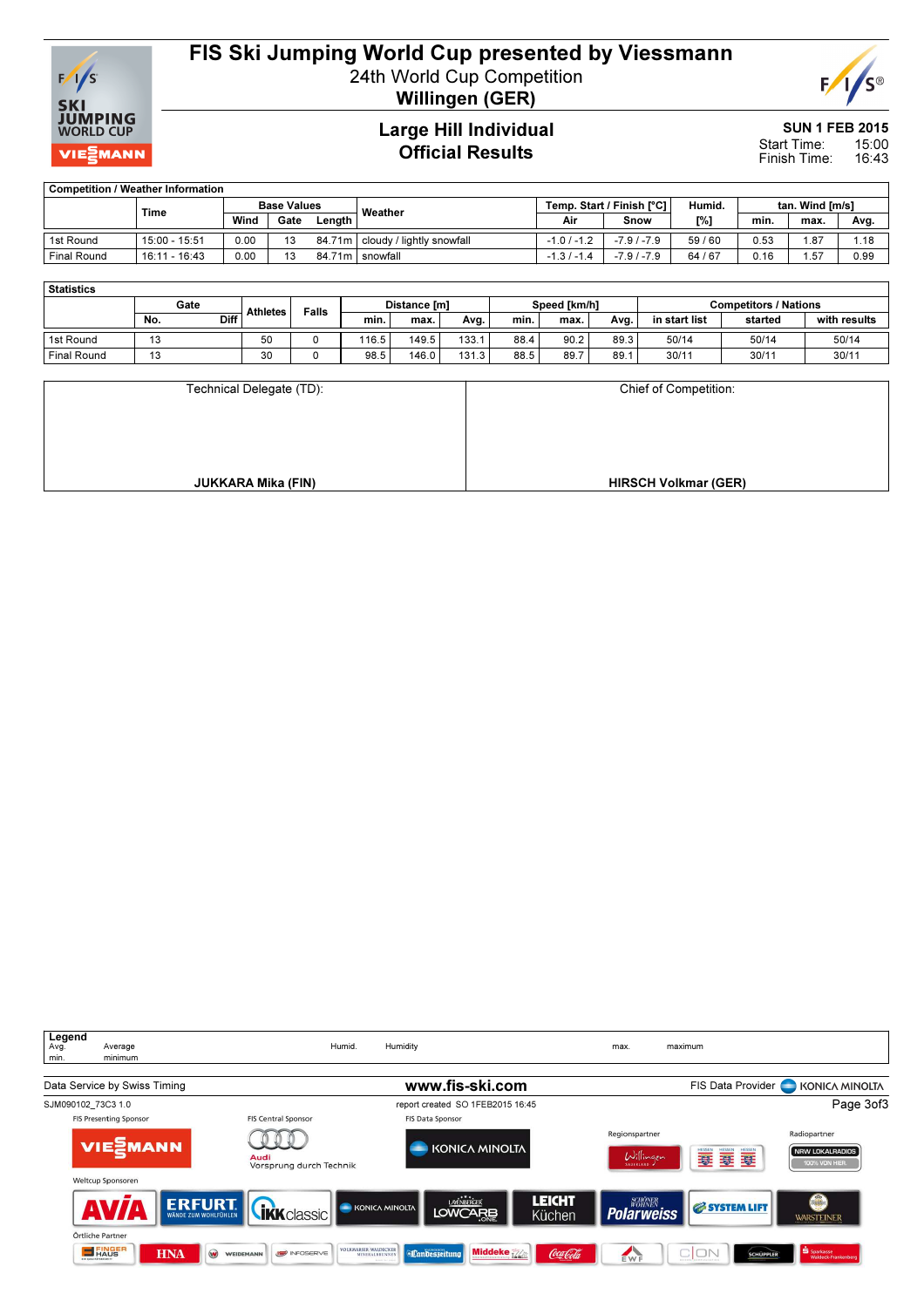# FIS Ski Jumping World Cup presented by Viessmann

24th World Cup Competition

**Willingen (GER)**

## Large Hill Individual
## Official Results

SUN 1 FEB 2015
Start Time: 15:00
Finish Time: 16:43

**Competition / Weather Information**

| | Time | Base Values | | | Weather | Temp. Start / Finish [°C] | | Humid. | tan. Wind [m/s] | | |
|---|---|---|---|---|---|---|---|---|---|---|---|
| | | Wind | Gate | Length | | Air | Snow | [%] | min. | max. | Avg. |
| 1st Round | 15:00 - 15:51 | 0.00 | 13 | 84.71m | cloudy / lightly snowfall | -1.0 / -1.2 | -7.9 / -7.9 | 59 / 60 | 0.53 | 1.87 | 1.18 |
| Final Round | 16:11 - 16:43 | 0.00 | 13 | 84.71m | snowfall | -1.3 / -1.4 | -7.9 / -7.9 | 64 / 67 | 0.16 | 1.57 | 0.99 |

**Statistics**

| | Gate | | Athletes | Falls | Distance [m] | | | Speed [km/h] | | | Competitors / Nations | | |
|---|---|---|---|---|---|---|---|---|---|---|---|---|---|
| | No. | Diff | | | min. | max. | Avg. | min. | max. | Avg. | in start list | started | with results |
| 1st Round | 13 | | 50 | 0 | 116.5 | 149.5 | 133.1 | 88.4 | 90.2 | 89.3 | 50/14 | 50/14 | 50/14 |
| Final Round | 13 | | 30 | 0 | 98.5 | 146.0 | 131.3 | 88.5 | 89.7 | 89.1 | 30/11 | 30/11 | 30/11 |

| Technical Delegate (TD): | Chief of Competition: |
|---|---|
| JUKKARA Mika (FIN) | HIRSCH Volkmar (GER) |

**Legend**

| | | | | | |
|---|---|---|---|---|---|
| Avg. | Average | Humid. | Humidity | max. | maximum |
| min. | minimum | | | | |

Data Service by Swiss Timing — www.fis-ski.com — FIS Data Provider KONICA MINOLTA

SJM090102_73C3 1.0 — report created SO 1FEB2015 16:45